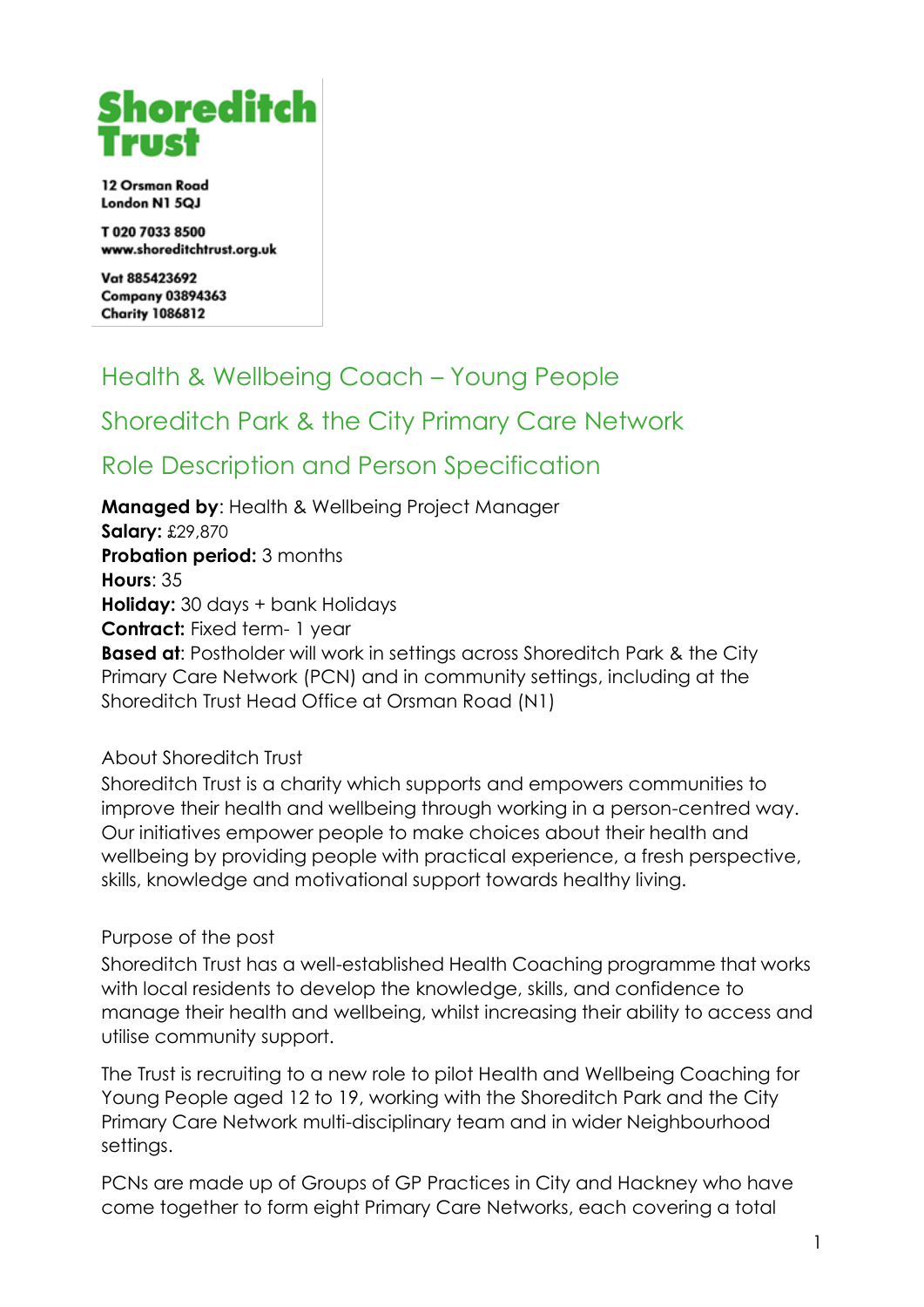**Shoreditch Trust**

12 Orsman Road
London N1 5QJ

T 020 7033 8500
www.shoreditchtrust.org.uk

Vat 885423692
Company 03894363
Charity 1086812

# Health & Wellbeing Coach – Young People

# Shoreditch Park & the City Primary Care Network

# Role Description and Person Specification

**Managed by**: Health & Wellbeing Project Manager
**Salary:** £29,870
**Probation period:** 3 months
**Hours**: 35
**Holiday:** 30 days + bank Holidays
**Contract:** Fixed term- 1 year
**Based at**: Postholder will work in settings across Shoreditch Park & the City Primary Care Network (PCN) and in community settings, including at the Shoreditch Trust Head Office at Orsman Road (N1)

## About Shoreditch Trust

Shoreditch Trust is a charity which supports and empowers communities to improve their health and wellbeing through working in a person-centred way. Our initiatives empower people to make choices about their health and wellbeing by providing people with practical experience, a fresh perspective, skills, knowledge and motivational support towards healthy living.

## Purpose of the post

Shoreditch Trust has a well-established Health Coaching programme that works with local residents to develop the knowledge, skills, and confidence to manage their health and wellbeing, whilst increasing their ability to access and utilise community support.

The Trust is recruiting to a new role to pilot Health and Wellbeing Coaching for Young People aged 12 to 19, working with the Shoreditch Park and the City Primary Care Network multi-disciplinary team and in wider Neighbourhood settings.

PCNs are made up of Groups of GP Practices in City and Hackney who have come together to form eight Primary Care Networks, each covering a total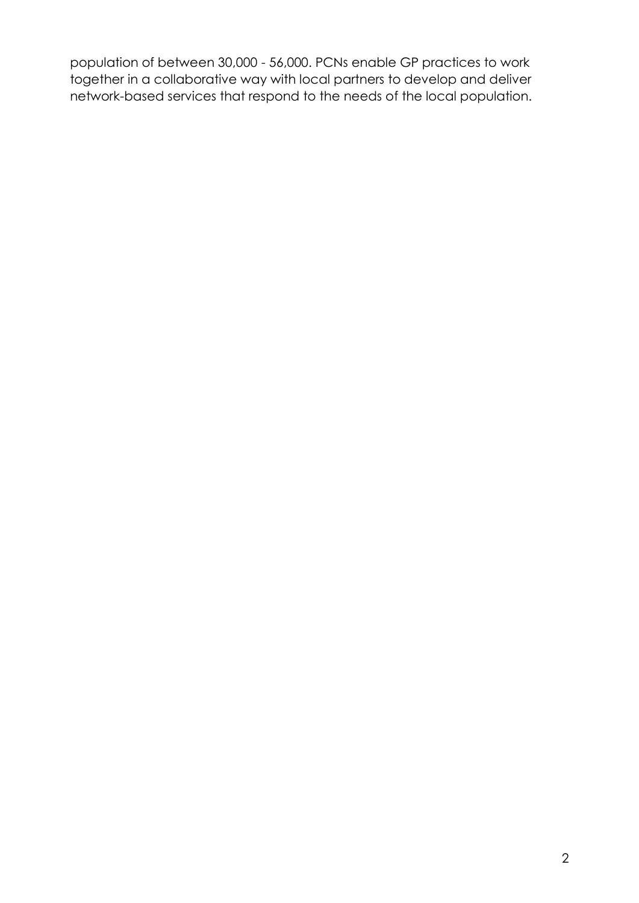population of between 30,000 - 56,000. PCNs enable GP practices to work together in a collaborative way with local partners to develop and deliver network-based services that respond to the needs of the local population.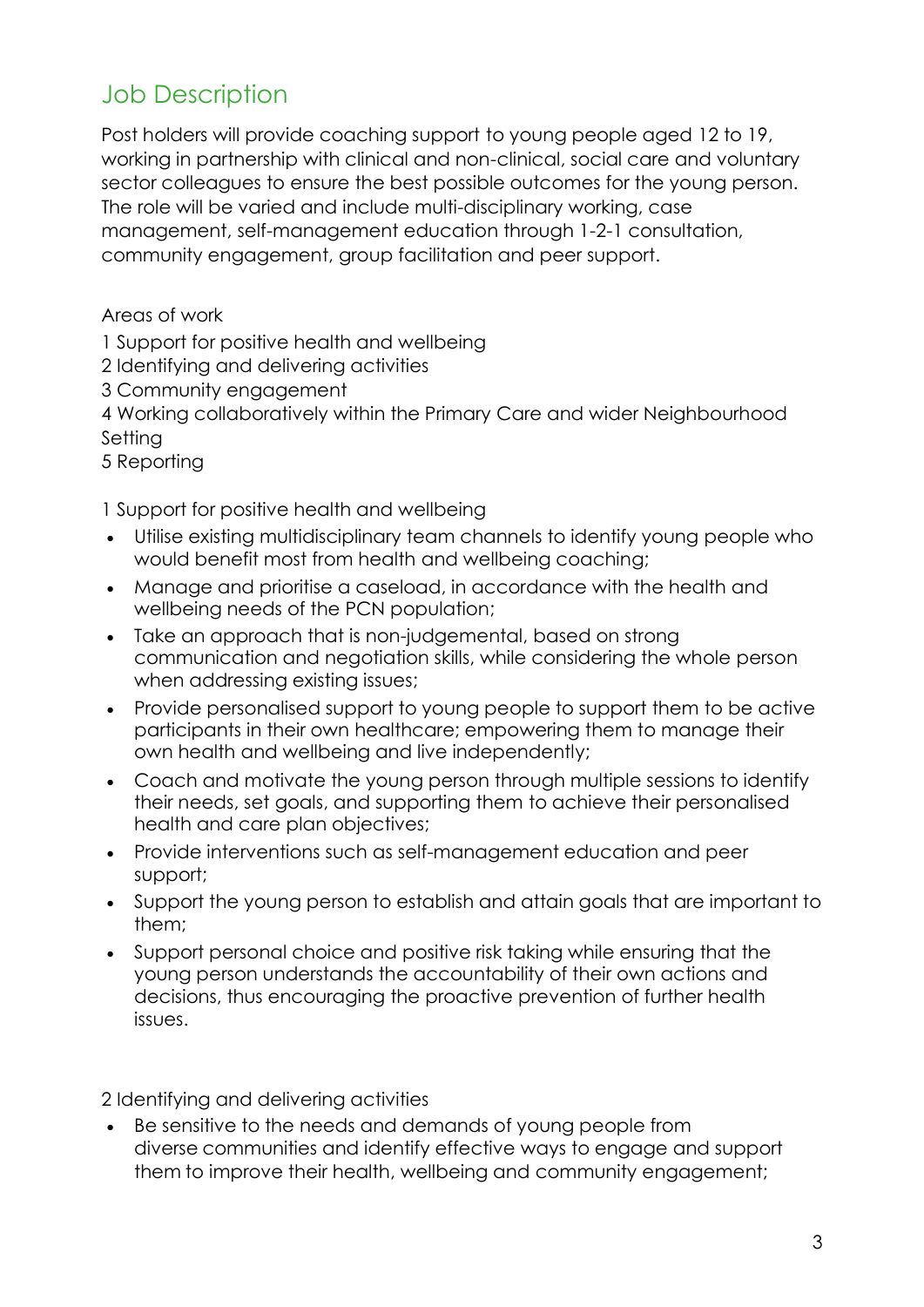## Job Description

Post holders will provide coaching support to young people aged 12 to 19, working in partnership with clinical and non-clinical, social care and voluntary sector colleagues to ensure the best possible outcomes for the young person. The role will be varied and include multi-disciplinary working, case management, self-management education through 1-2-1 consultation, community engagement, group facilitation and peer support.

Areas of work

1 Support for positive health and wellbeing
2 Identifying and delivering activities
3 Community engagement
4 Working collaboratively within the Primary Care and wider Neighbourhood Setting
5 Reporting

1 Support for positive health and wellbeing

- Utilise existing multidisciplinary team channels to identify young people who would benefit most from health and wellbeing coaching;
- Manage and prioritise a caseload, in accordance with the health and wellbeing needs of the PCN population;
- Take an approach that is non-judgemental, based on strong communication and negotiation skills, while considering the whole person when addressing existing issues;
- Provide personalised support to young people to support them to be active participants in their own healthcare; empowering them to manage their own health and wellbeing and live independently;
- Coach and motivate the young person through multiple sessions to identify their needs, set goals, and supporting them to achieve their personalised health and care plan objectives;
- Provide interventions such as self-management education and peer support;
- Support the young person to establish and attain goals that are important to them;
- Support personal choice and positive risk taking while ensuring that the young person understands the accountability of their own actions and decisions, thus encouraging the proactive prevention of further health issues.

2 Identifying and delivering activities

- Be sensitive to the needs and demands of young people from diverse communities and identify effective ways to engage and support them to improve their health, wellbeing and community engagement;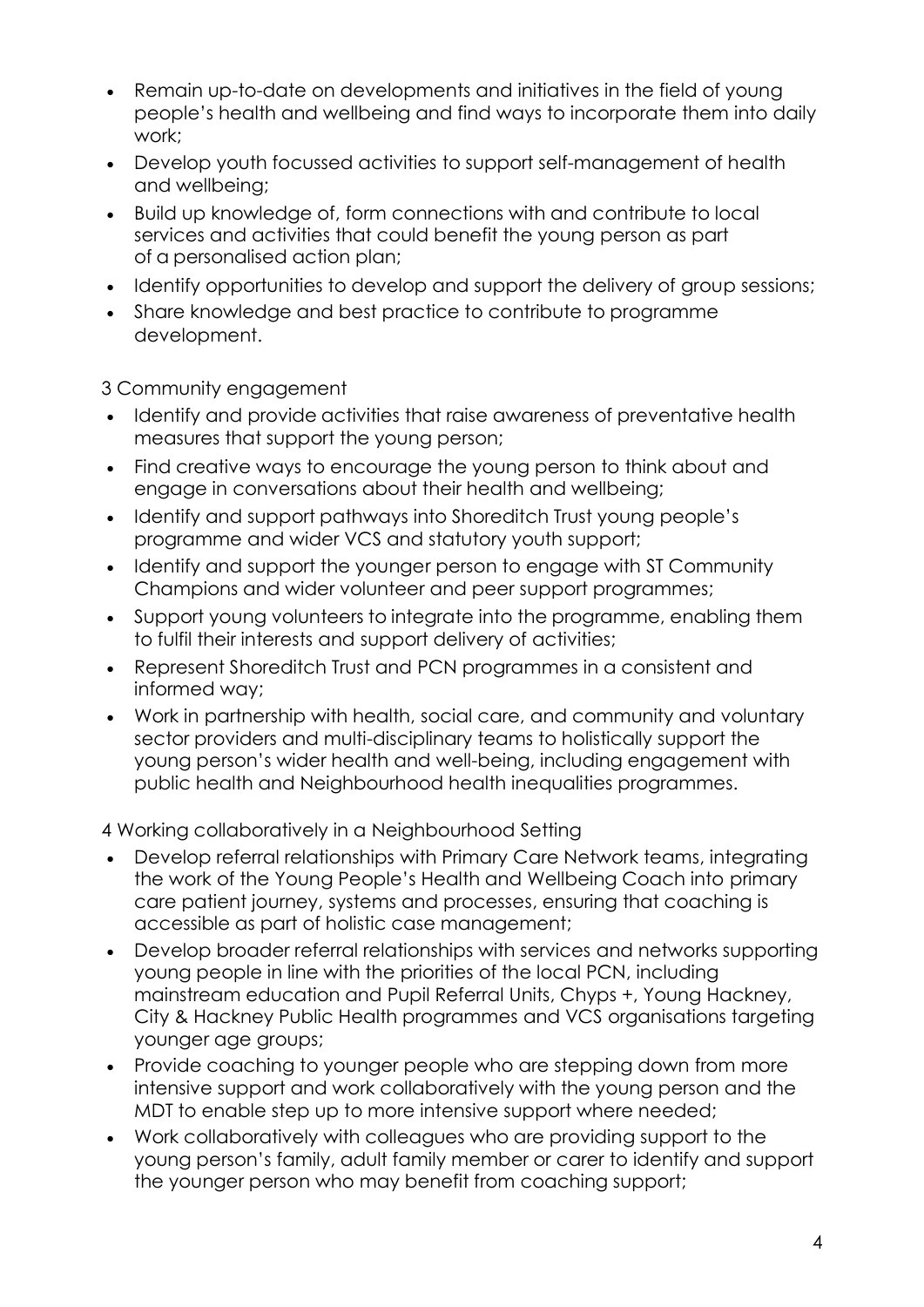- Remain up-to-date on developments and initiatives in the field of young people's health and wellbeing and find ways to incorporate them into daily work;
- Develop youth focussed activities to support self-management of health and wellbeing;
- Build up knowledge of, form connections with and contribute to local services and activities that could benefit the young person as part of a personalised action plan;
- Identify opportunities to develop and support the delivery of group sessions;
- Share knowledge and best practice to contribute to programme development.

3 Community engagement

- Identify and provide activities that raise awareness of preventative health measures that support the young person;
- Find creative ways to encourage the young person to think about and engage in conversations about their health and wellbeing;
- Identify and support pathways into Shoreditch Trust young people's programme and wider VCS and statutory youth support;
- Identify and support the younger person to engage with ST Community Champions and wider volunteer and peer support programmes;
- Support young volunteers to integrate into the programme, enabling them to fulfil their interests and support delivery of activities;
- Represent Shoreditch Trust and PCN programmes in a consistent and informed way;
- Work in partnership with health, social care, and community and voluntary sector providers and multi-disciplinary teams to holistically support the young person's wider health and well-being, including engagement with public health and Neighbourhood health inequalities programmes.

4 Working collaboratively in a Neighbourhood Setting

- Develop referral relationships with Primary Care Network teams, integrating the work of the Young People's Health and Wellbeing Coach into primary care patient journey, systems and processes, ensuring that coaching is accessible as part of holistic case management;
- Develop broader referral relationships with services and networks supporting young people in line with the priorities of the local PCN, including mainstream education and Pupil Referral Units, Chyps +, Young Hackney, City & Hackney Public Health programmes and VCS organisations targeting younger age groups;
- Provide coaching to younger people who are stepping down from more intensive support and work collaboratively with the young person and the MDT to enable step up to more intensive support where needed;
- Work collaboratively with colleagues who are providing support to the young person's family, adult family member or carer to identify and support the younger person who may benefit from coaching support;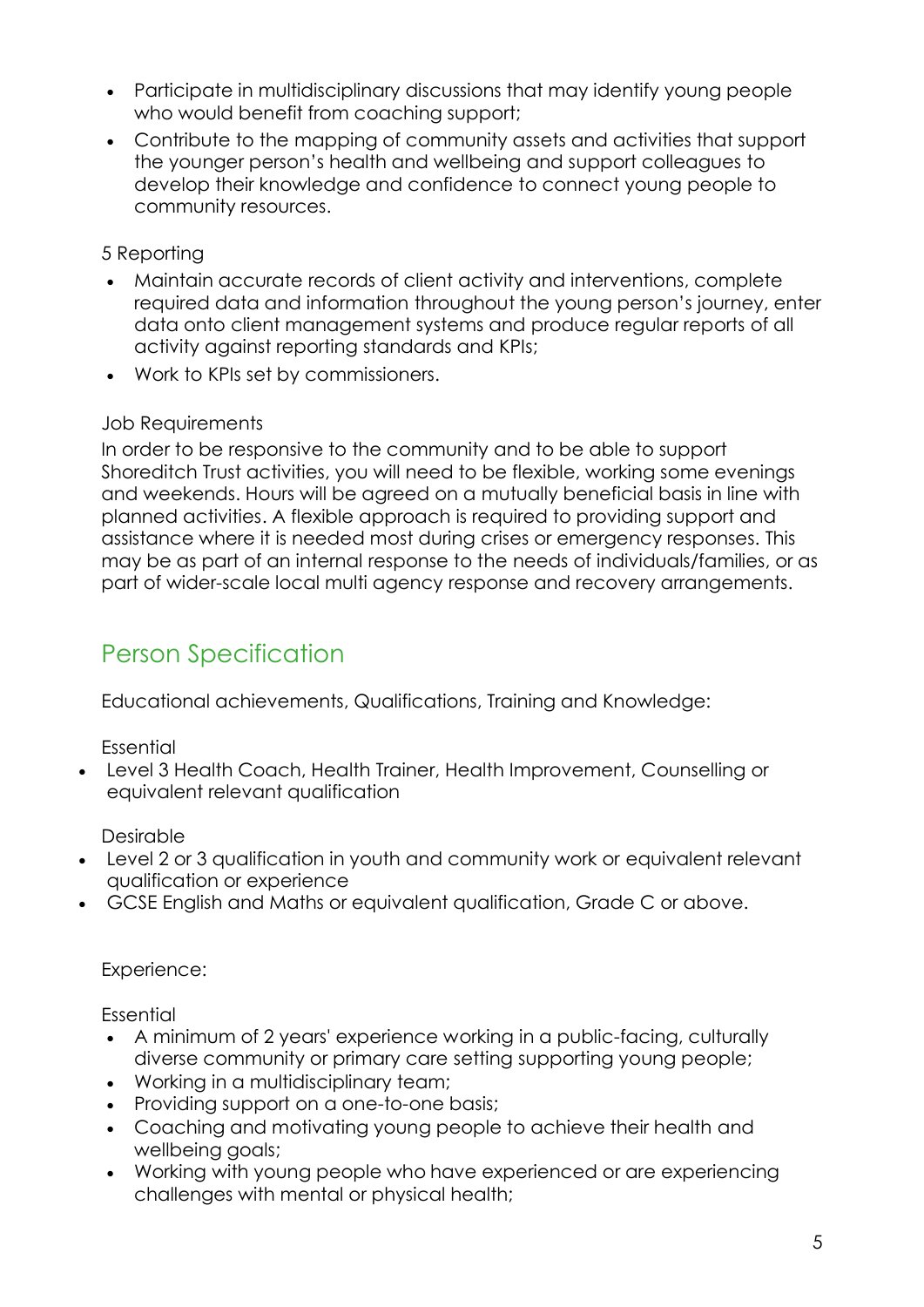- Participate in multidisciplinary discussions that may identify young people who would benefit from coaching support;
- Contribute to the mapping of community assets and activities that support the younger person's health and wellbeing and support colleagues to develop their knowledge and confidence to connect young people to community resources.

5 Reporting

- Maintain accurate records of client activity and interventions, complete required data and information throughout the young person's journey, enter data onto client management systems and produce regular reports of all activity against reporting standards and KPIs;
- Work to KPIs set by commissioners.

Job Requirements

In order to be responsive to the community and to be able to support Shoreditch Trust activities, you will need to be flexible, working some evenings and weekends. Hours will be agreed on a mutually beneficial basis in line with planned activities. A flexible approach is required to providing support and assistance where it is needed most during crises or emergency responses. This may be as part of an internal response to the needs of individuals/families, or as part of wider-scale local multi agency response and recovery arrangements.

## Person Specification

Educational achievements, Qualifications, Training and Knowledge:

Essential

- Level 3 Health Coach, Health Trainer, Health Improvement, Counselling or equivalent relevant qualification

Desirable

- Level 2 or 3 qualification in youth and community work or equivalent relevant qualification or experience
- GCSE English and Maths or equivalent qualification, Grade C or above.

Experience:

Essential

- A minimum of 2 years' experience working in a public-facing, culturally diverse community or primary care setting supporting young people;
- Working in a multidisciplinary team;
- Providing support on a one-to-one basis;
- Coaching and motivating young people to achieve their health and wellbeing goals;
- Working with young people who have experienced or are experiencing challenges with mental or physical health;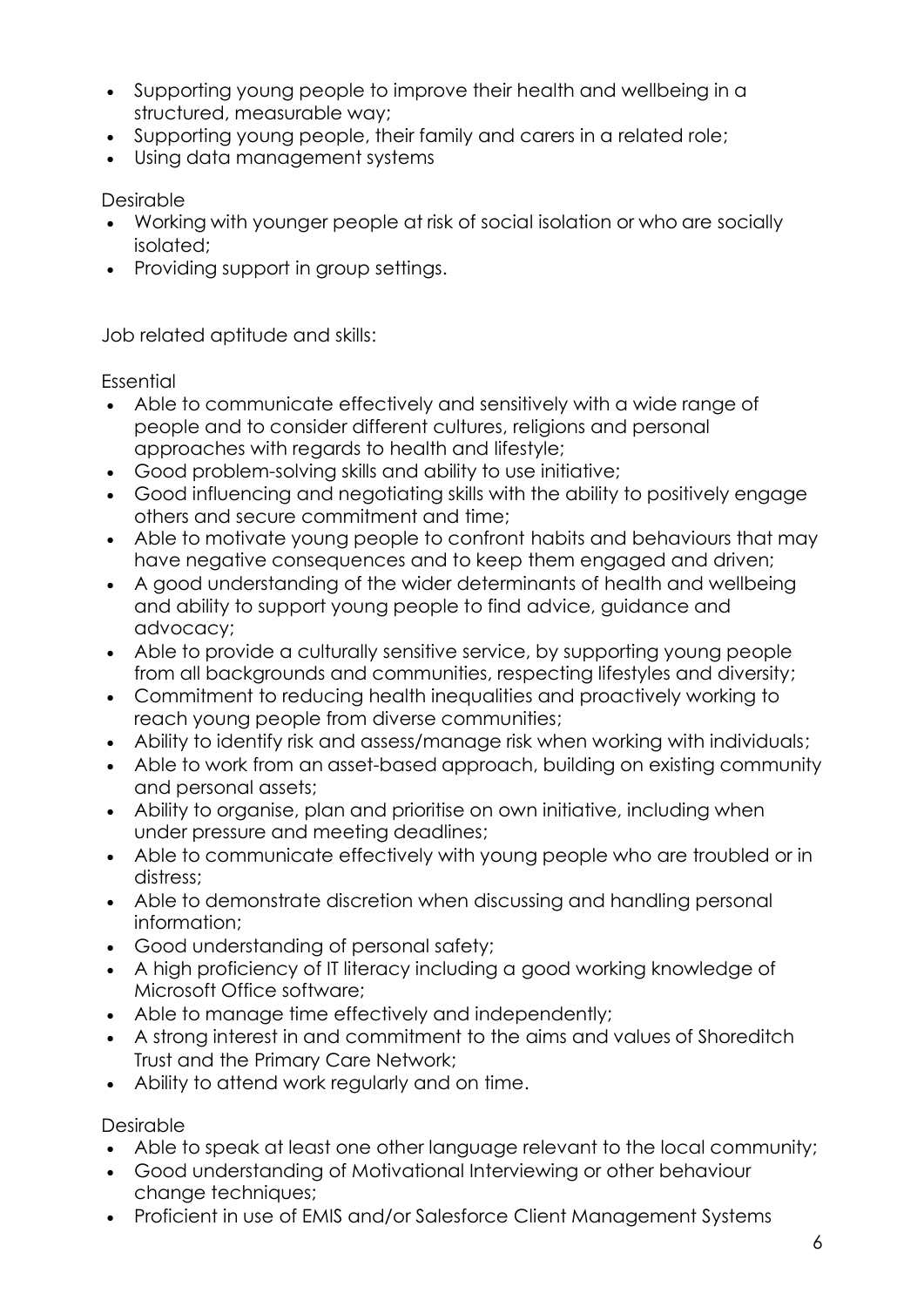- Supporting young people to improve their health and wellbeing in a structured, measurable way;
- Supporting young people, their family and carers in a related role;
- Using data management systems

Desirable

- Working with younger people at risk of social isolation or who are socially isolated;
- Providing support in group settings.

Job related aptitude and skills:

Essential

- Able to communicate effectively and sensitively with a wide range of people and to consider different cultures, religions and personal approaches with regards to health and lifestyle;
- Good problem-solving skills and ability to use initiative;
- Good influencing and negotiating skills with the ability to positively engage others and secure commitment and time;
- Able to motivate young people to confront habits and behaviours that may have negative consequences and to keep them engaged and driven;
- A good understanding of the wider determinants of health and wellbeing and ability to support young people to find advice, guidance and advocacy;
- Able to provide a culturally sensitive service, by supporting young people from all backgrounds and communities, respecting lifestyles and diversity;
- Commitment to reducing health inequalities and proactively working to reach young people from diverse communities;
- Ability to identify risk and assess/manage risk when working with individuals;
- Able to work from an asset-based approach, building on existing community and personal assets;
- Ability to organise, plan and prioritise on own initiative, including when under pressure and meeting deadlines;
- Able to communicate effectively with young people who are troubled or in distress;
- Able to demonstrate discretion when discussing and handling personal information;
- Good understanding of personal safety;
- A high proficiency of IT literacy including a good working knowledge of Microsoft Office software;
- Able to manage time effectively and independently;
- A strong interest in and commitment to the aims and values of Shoreditch Trust and the Primary Care Network;
- Ability to attend work regularly and on time.

Desirable

- Able to speak at least one other language relevant to the local community;
- Good understanding of Motivational Interviewing or other behaviour change techniques;
- Proficient in use of EMIS and/or Salesforce Client Management Systems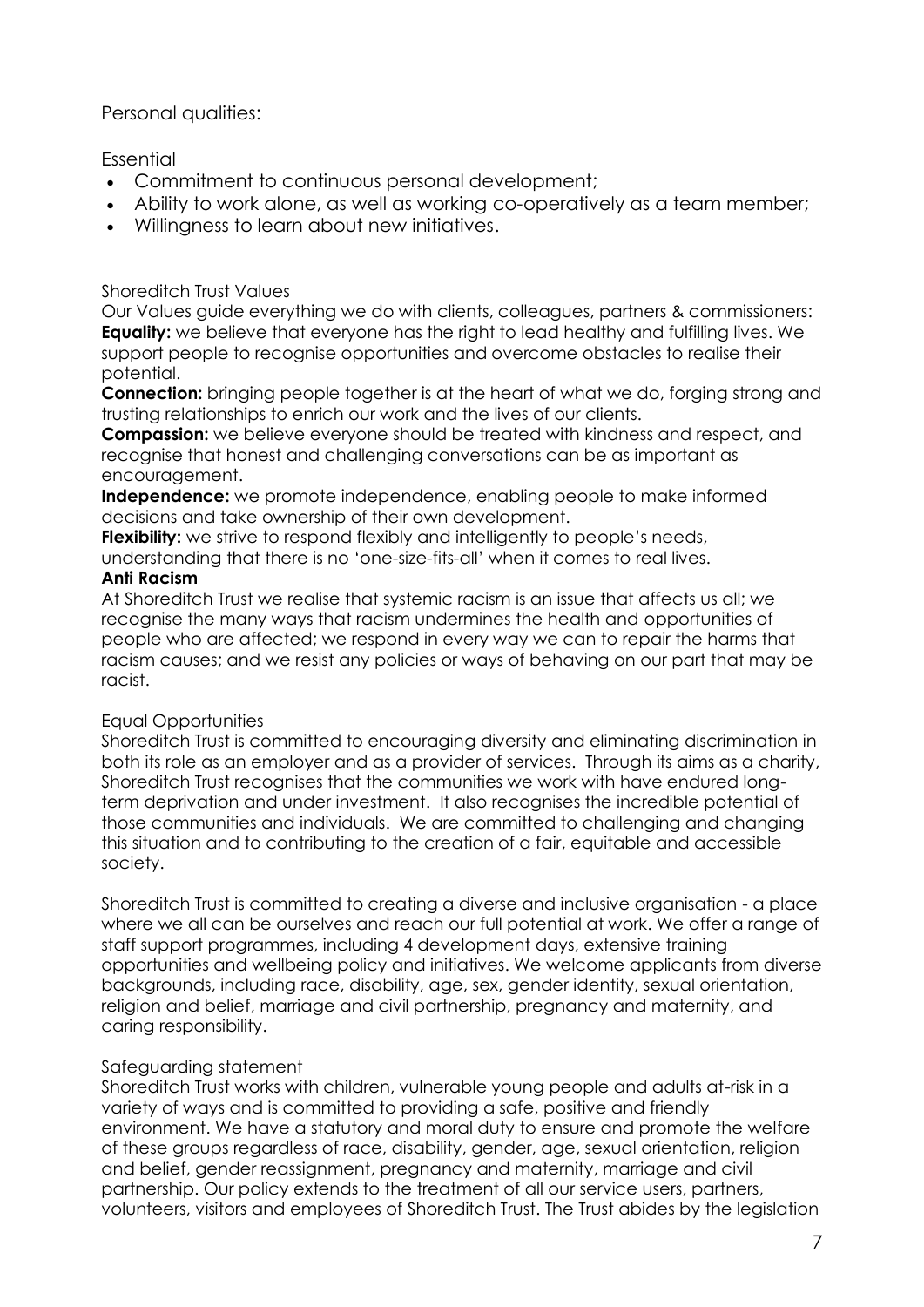Personal qualities:

Essential

- Commitment to continuous personal development;
- Ability to work alone, as well as working co-operatively as a team member;
- Willingness to learn about new initiatives.

Shoreditch Trust Values

Our Values guide everything we do with clients, colleagues, partners & commissioners:

**Equality:** we believe that everyone has the right to lead healthy and fulfilling lives. We support people to recognise opportunities and overcome obstacles to realise their potential.

**Connection:** bringing people together is at the heart of what we do, forging strong and trusting relationships to enrich our work and the lives of our clients.

**Compassion:** we believe everyone should be treated with kindness and respect, and recognise that honest and challenging conversations can be as important as encouragement.

**Independence:** we promote independence, enabling people to make informed decisions and take ownership of their own development.

**Flexibility:** we strive to respond flexibly and intelligently to people's needs, understanding that there is no 'one-size-fits-all' when it comes to real lives.

**Anti Racism**

At Shoreditch Trust we realise that systemic racism is an issue that affects us all; we recognise the many ways that racism undermines the health and opportunities of people who are affected; we respond in every way we can to repair the harms that racism causes; and we resist any policies or ways of behaving on our part that may be racist.

Equal Opportunities

Shoreditch Trust is committed to encouraging diversity and eliminating discrimination in both its role as an employer and as a provider of services. Through its aims as a charity, Shoreditch Trust recognises that the communities we work with have endured long-term deprivation and under investment. It also recognises the incredible potential of those communities and individuals. We are committed to challenging and changing this situation and to contributing to the creation of a fair, equitable and accessible society.

Shoreditch Trust is committed to creating a diverse and inclusive organisation - a place where we all can be ourselves and reach our full potential at work. We offer a range of staff support programmes, including 4 development days, extensive training opportunities and wellbeing policy and initiatives. We welcome applicants from diverse backgrounds, including race, disability, age, sex, gender identity, sexual orientation, religion and belief, marriage and civil partnership, pregnancy and maternity, and caring responsibility.

Safeguarding statement

Shoreditch Trust works with children, vulnerable young people and adults at-risk in a variety of ways and is committed to providing a safe, positive and friendly environment. We have a statutory and moral duty to ensure and promote the welfare of these groups regardless of race, disability, gender, age, sexual orientation, religion and belief, gender reassignment, pregnancy and maternity, marriage and civil partnership. Our policy extends to the treatment of all our service users, partners, volunteers, visitors and employees of Shoreditch Trust. The Trust abides by the legislation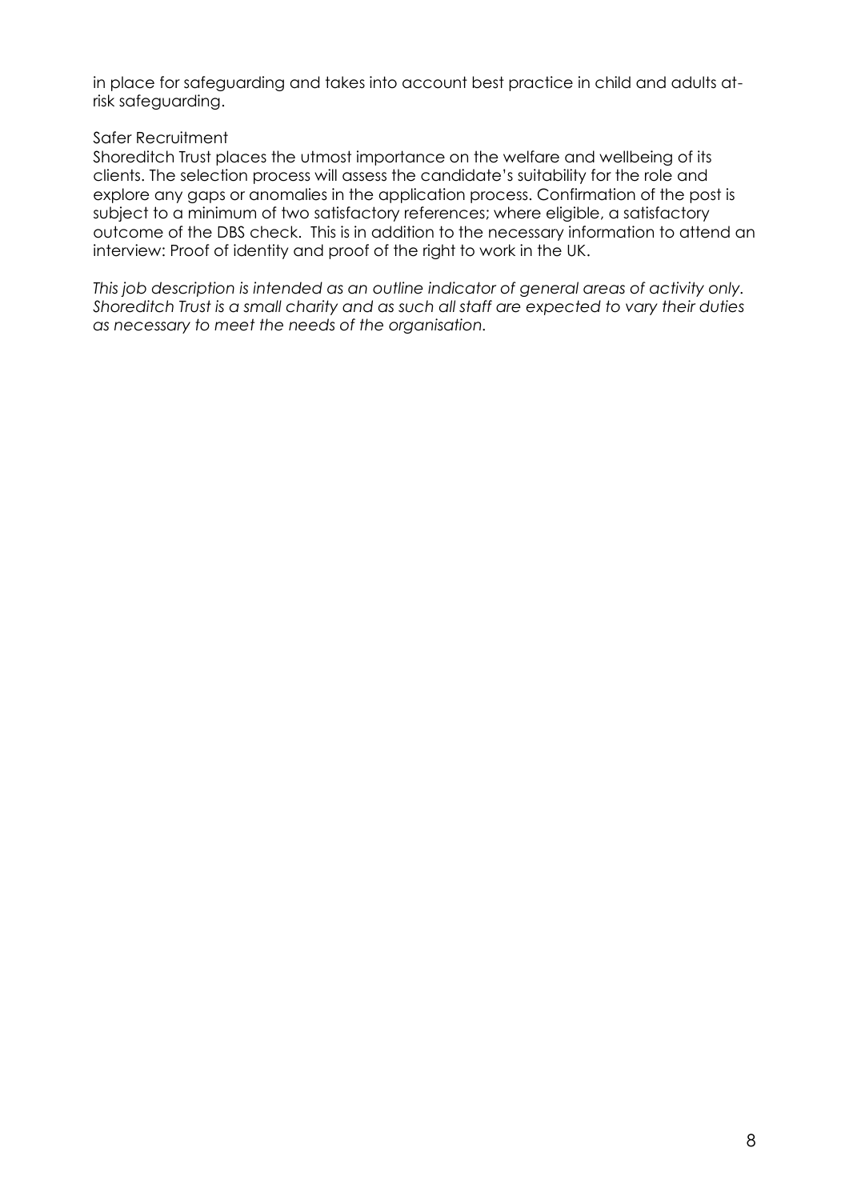in place for safeguarding and takes into account best practice in child and adults at-risk safeguarding.

Safer Recruitment

Shoreditch Trust places the utmost importance on the welfare and wellbeing of its clients. The selection process will assess the candidate's suitability for the role and explore any gaps or anomalies in the application process. Confirmation of the post is subject to a minimum of two satisfactory references; where eligible, a satisfactory outcome of the DBS check. This is in addition to the necessary information to attend an interview: Proof of identity and proof of the right to work in the UK.

*This job description is intended as an outline indicator of general areas of activity only. Shoreditch Trust is a small charity and as such all staff are expected to vary their duties as necessary to meet the needs of the organisation.*